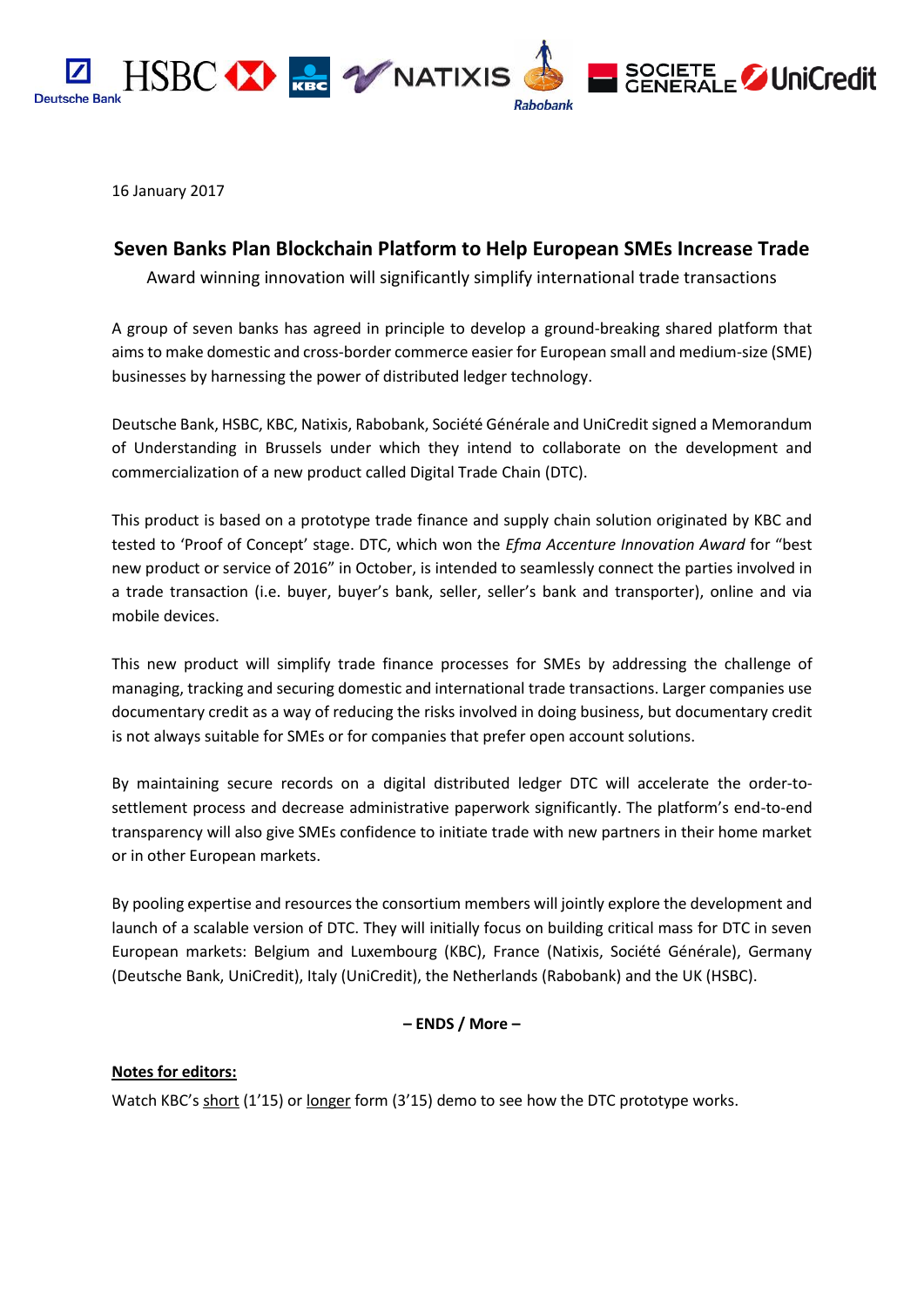16 January 2017

# Seven Banks Plan Blockchain Platform to Help European SMEs Increase Trade

Award winning innovation will significantly simplify international trade transactions

A group of seven banks has agreed in principle to develop a ground-breaking shared platform that aims to make domestic and cross-border commerce easier for European small and medium-size (SME) businesses by harnessing the power of distributed ledger technology.

Deutsche Bank, HSBC, KBC, Natixis, Rabobank, Société Générale and UniCredit signed a Memorandum of Understanding in Brussels under which they intend to collaborate on the development and commercialization of a new product called Digital Trade Chain (DTC).

This product is based on a prototype trade finance and supply chain solution originated by KBC and tested to 'Proof of Concept' stage. DTC, which won the *Efma Accenture Innovation Award* for "best new product or service of 2016" in October, is intended to seamlessly connect the parties involved in a trade transaction (i.e. buyer, buyer's bank, seller, seller's bank and transporter), online and via mobile devices.

This new product will simplify trade finance processes for SMEs by addressing the challenge of managing, tracking and securing domestic and international trade transactions. Larger companies use documentary credit as a way of reducing the risks involved in doing business, but documentary credit is not always suitable for SMEs or for companies that prefer open account solutions.

By maintaining secure records on a digital distributed ledger DTC will accelerate the order-to-settlement process and decrease administrative paperwork significantly. The platform's end-to-end transparency will also give SMEs confidence to initiate trade with new partners in their home market or in other European markets.

By pooling expertise and resources the consortium members will jointly explore the development and launch of a scalable version of DTC. They will initially focus on building critical mass for DTC in seven European markets: Belgium and Luxembourg (KBC), France (Natixis, Société Générale), Germany (Deutsche Bank, UniCredit), Italy (UniCredit), the Netherlands (Rabobank) and the UK (HSBC).

**– ENDS / More –**

**Notes for editors:**

Watch KBC's short (1'15) or longer form (3'15) demo to see how the DTC prototype works.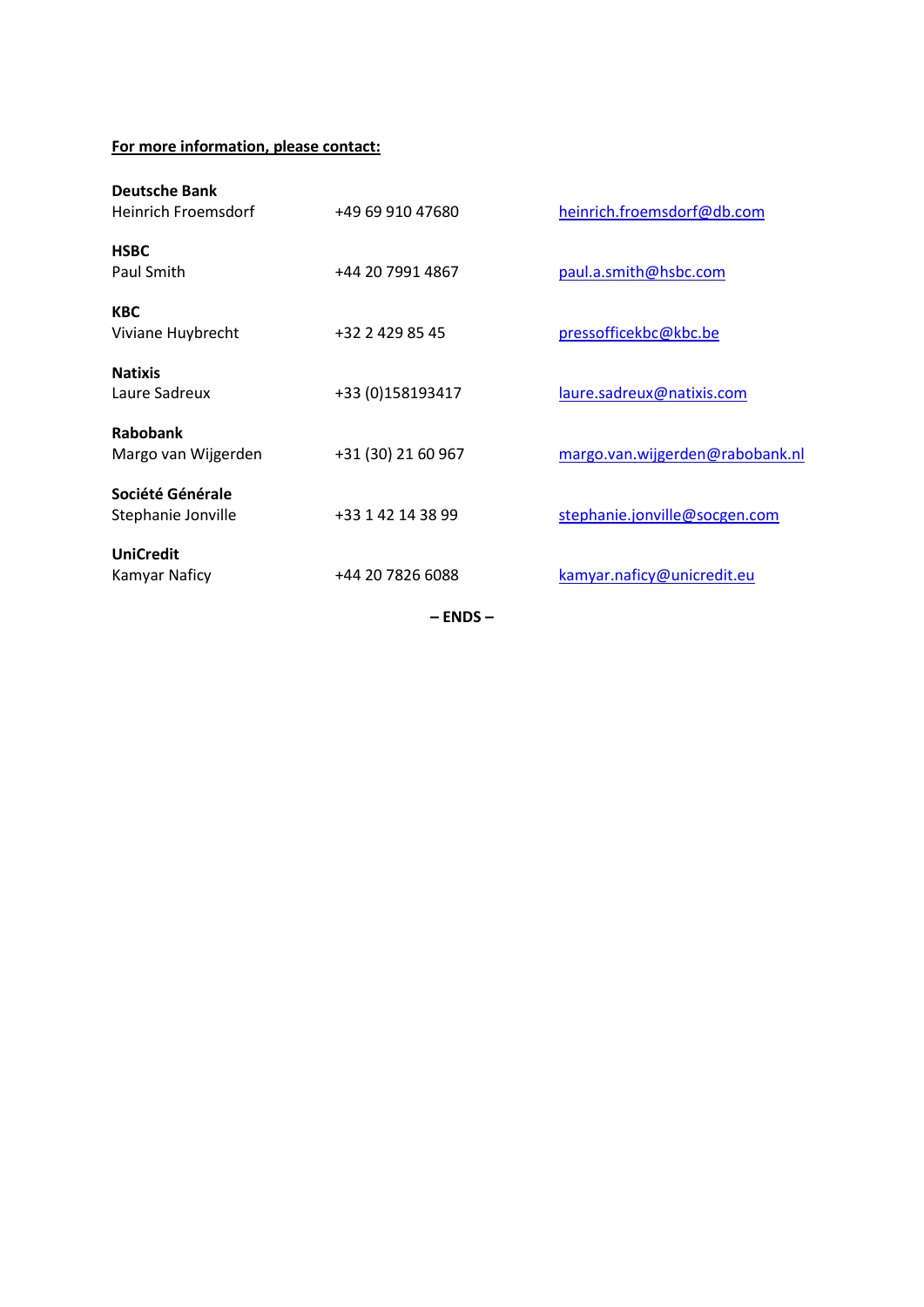**For more information, please contact:**

**Deutsche Bank**
Heinrich Froemsdorf — +49 69 910 47680 — heinrich.froemsdorf@db.com

**HSBC**
Paul Smith — +44 20 7991 4867 — paul.a.smith@hsbc.com

**KBC**
Viviane Huybrecht — +32 2 429 85 45 — pressofficekbc@kbc.be

**Natixis**
Laure Sadreux — +33 (0)158193417 — laure.sadreux@natixis.com

**Rabobank**
Margo van Wijgerden — +31 (30) 21 60 967 — margo.van.wijgerden@rabobank.nl

**Société Générale**
Stephanie Jonville — +33 1 42 14 38 99 — stephanie.jonville@socgen.com

**UniCredit**
Kamyar Naficy — +44 20 7826 6088 — kamyar.naficy@unicredit.eu

**– ENDS –**